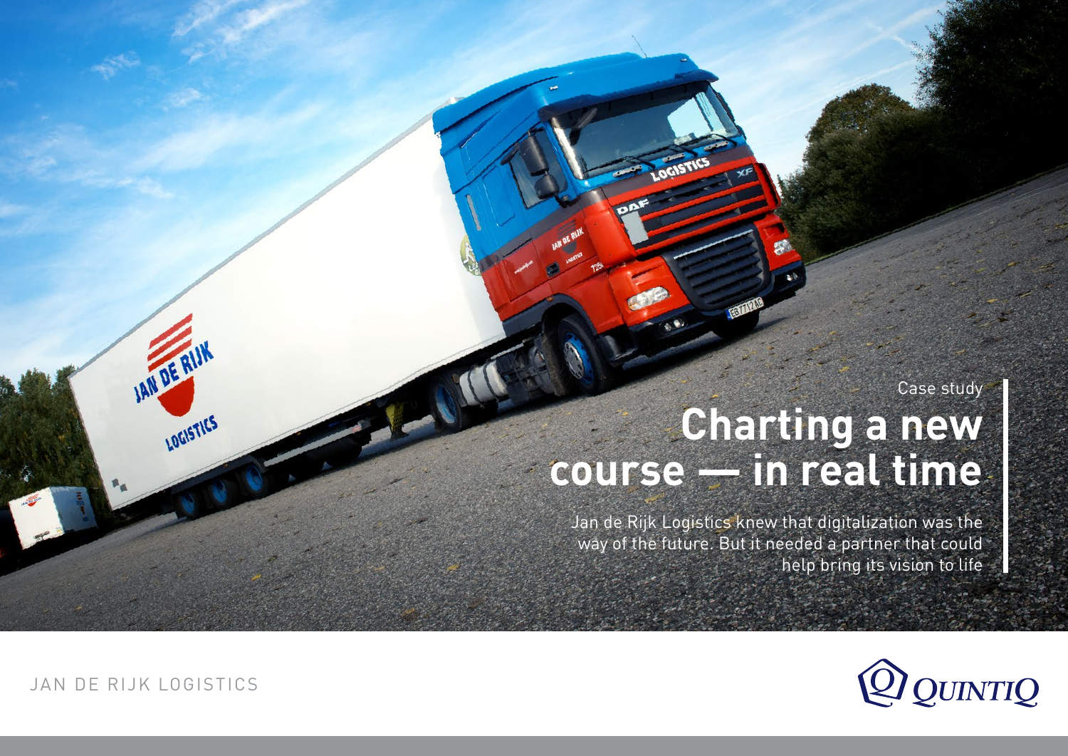Case study

# Charting a new course — in real time

Jan de Rijk Logistics knew that digitalization was the way of the future. But it needed a partner that could help bring its vision to life

JAN DE RIJK LOGISTICS

QUINTIQ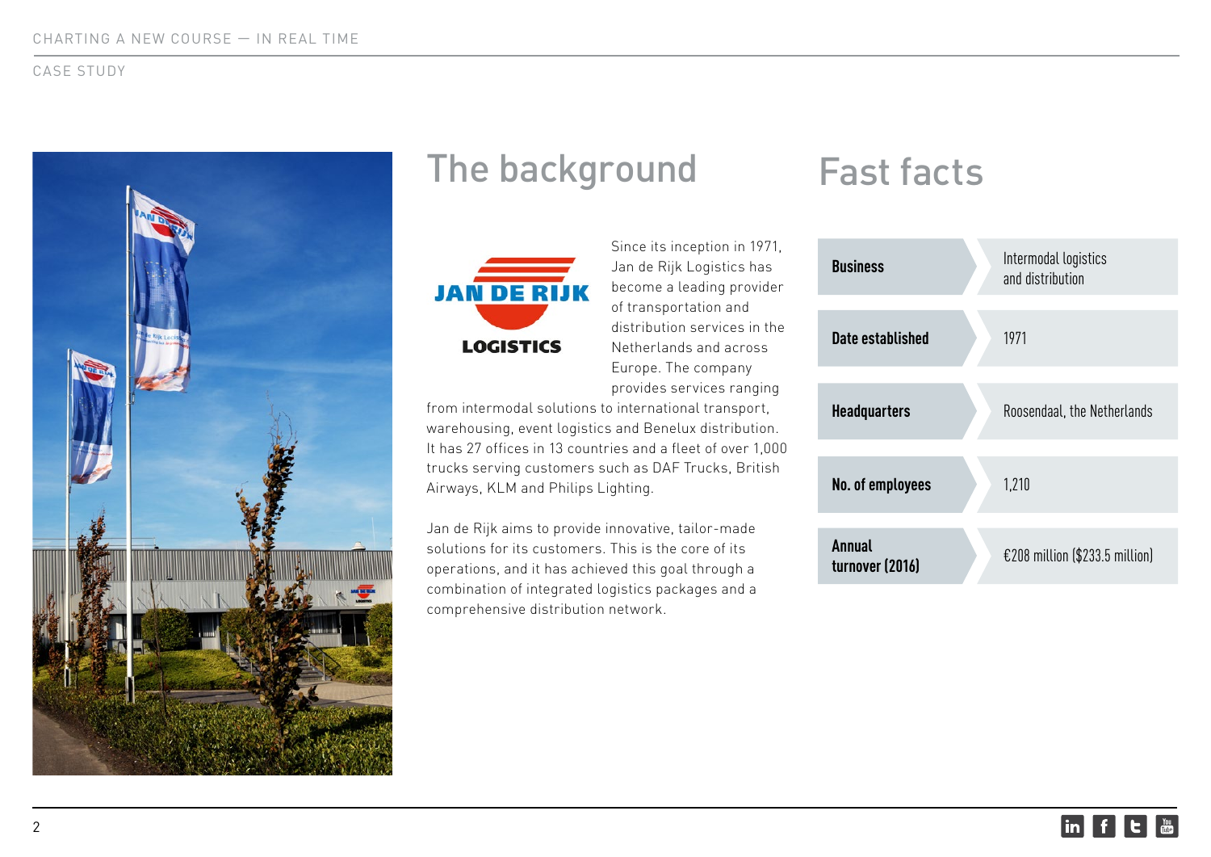CASE STUDY

## The background

Since its inception in 1971, Jan de Rijk Logistics has become a leading provider of transportation and distribution services in the Netherlands and across Europe. The company provides services ranging from intermodal solutions to international transport, warehousing, event logistics and Benelux distribution. It has 27 offices in 13 countries and a fleet of over 1,000 trucks serving customers such as DAF Trucks, British Airways, KLM and Philips Lighting.

Jan de Rijk aims to provide innovative, tailor-made solutions for its customers. This is the core of its operations, and it has achieved this goal through a combination of integrated logistics packages and a comprehensive distribution network.

## Fast facts

| | |
|---|---|
| **Business** | Intermodal logistics and distribution |
| **Date established** | 1971 |
| **Headquarters** | Roosendaal, the Netherlands |
| **No. of employees** | 1,210 |
| **Annual turnover (2016)** | €208 million ($233.5 million) |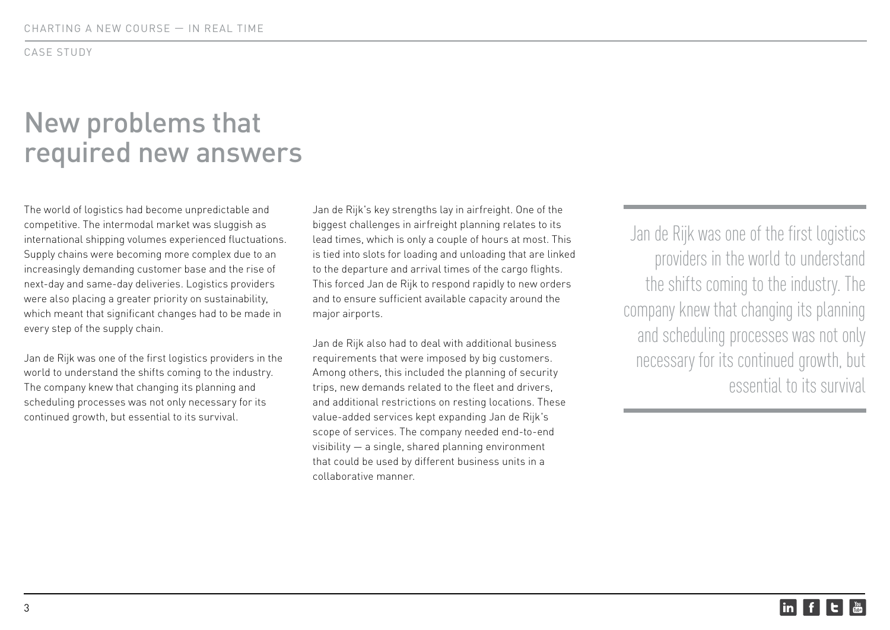CASE STUDY

# New problems that required new answers

The world of logistics had become unpredictable and competitive. The intermodal market was sluggish as international shipping volumes experienced fluctuations. Supply chains were becoming more complex due to an increasingly demanding customer base and the rise of next-day and same-day deliveries. Logistics providers were also placing a greater priority on sustainability, which meant that significant changes had to be made in every step of the supply chain.

Jan de Rijk was one of the first logistics providers in the world to understand the shifts coming to the industry. The company knew that changing its planning and scheduling processes was not only necessary for its continued growth, but essential to its survival.

Jan de Rijk's key strengths lay in airfreight. One of the biggest challenges in airfreight planning relates to its lead times, which is only a couple of hours at most. This is tied into slots for loading and unloading that are linked to the departure and arrival times of the cargo flights. This forced Jan de Rijk to respond rapidly to new orders and to ensure sufficient available capacity around the major airports.

Jan de Rijk also had to deal with additional business requirements that were imposed by big customers. Among others, this included the planning of security trips, new demands related to the fleet and drivers, and additional restrictions on resting locations. These value-added services kept expanding Jan de Rijk's scope of services. The company needed end-to-end visibility — a single, shared planning environment that could be used by different business units in a collaborative manner.

> Jan de Rijk was one of the first logistics providers in the world to understand the shifts coming to the industry. The company knew that changing its planning and scheduling processes was not only necessary for its continued growth, but essential to its survival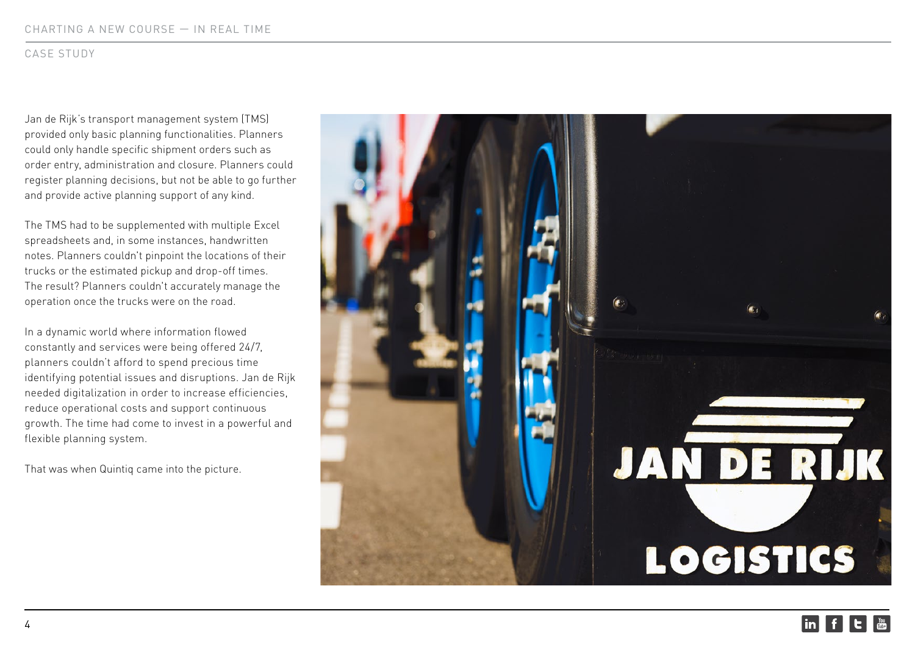Jan de Rijk's transport management system (TMS) provided only basic planning functionalities. Planners could only handle specific shipment orders such as order entry, administration and closure. Planners could register planning decisions, but not be able to go further and provide active planning support of any kind.

The TMS had to be supplemented with multiple Excel spreadsheets and, in some instances, handwritten notes. Planners couldn't pinpoint the locations of their trucks or the estimated pickup and drop-off times. The result? Planners couldn't accurately manage the operation once the trucks were on the road.

In a dynamic world where information flowed constantly and services were being offered 24/7, planners couldn't afford to spend precious time identifying potential issues and disruptions. Jan de Rijk needed digitalization in order to increase efficiencies, reduce operational costs and support continuous growth. The time had come to invest in a powerful and flexible planning system.

That was when Quintiq came into the picture.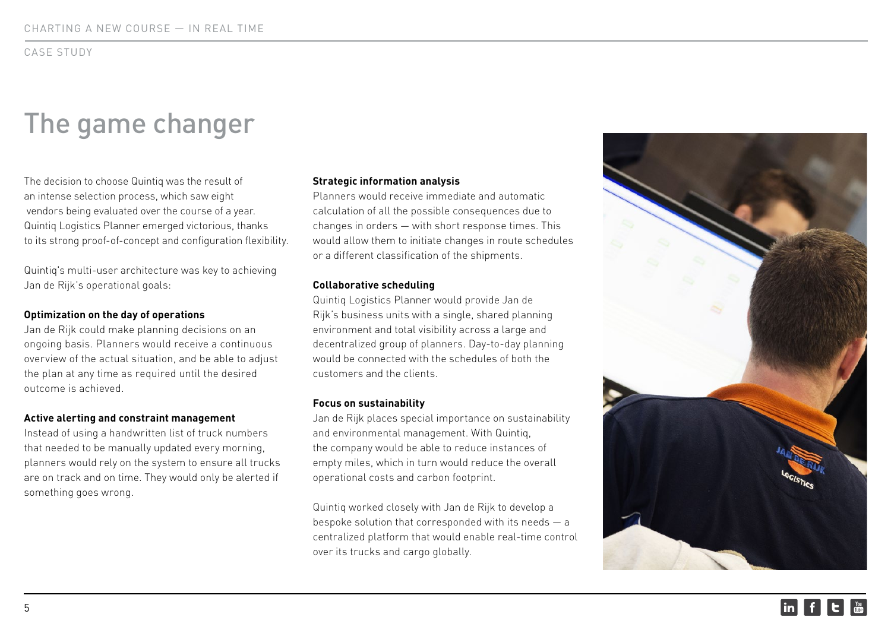CASE STUDY

# The game changer

The decision to choose Quintiq was the result of an intense selection process, which saw eight vendors being evaluated over the course of a year. Quintiq Logistics Planner emerged victorious, thanks to its strong proof-of-concept and configuration flexibility.

Quintiq's multi-user architecture was key to achieving Jan de Rijk's operational goals:

**Optimization on the day of operations**
Jan de Rijk could make planning decisions on an ongoing basis. Planners would receive a continuous overview of the actual situation, and be able to adjust the plan at any time as required until the desired outcome is achieved.

**Active alerting and constraint management**
Instead of using a handwritten list of truck numbers that needed to be manually updated every morning, planners would rely on the system to ensure all trucks are on track and on time. They would only be alerted if something goes wrong.

**Strategic information analysis**
Planners would receive immediate and automatic calculation of all the possible consequences due to changes in orders — with short response times. This would allow them to initiate changes in route schedules or a different classification of the shipments.

**Collaborative scheduling**
Quintiq Logistics Planner would provide Jan de Rijk's business units with a single, shared planning environment and total visibility across a large and decentralized group of planners. Day-to-day planning would be connected with the schedules of both the customers and the clients.

**Focus on sustainability**
Jan de Rijk places special importance on sustainability and environmental management. With Quintiq, the company would be able to reduce instances of empty miles, which in turn would reduce the overall operational costs and carbon footprint.

Quintiq worked closely with Jan de Rijk to develop a bespoke solution that corresponded with its needs — a centralized platform that would enable real-time control over its trucks and cargo globally.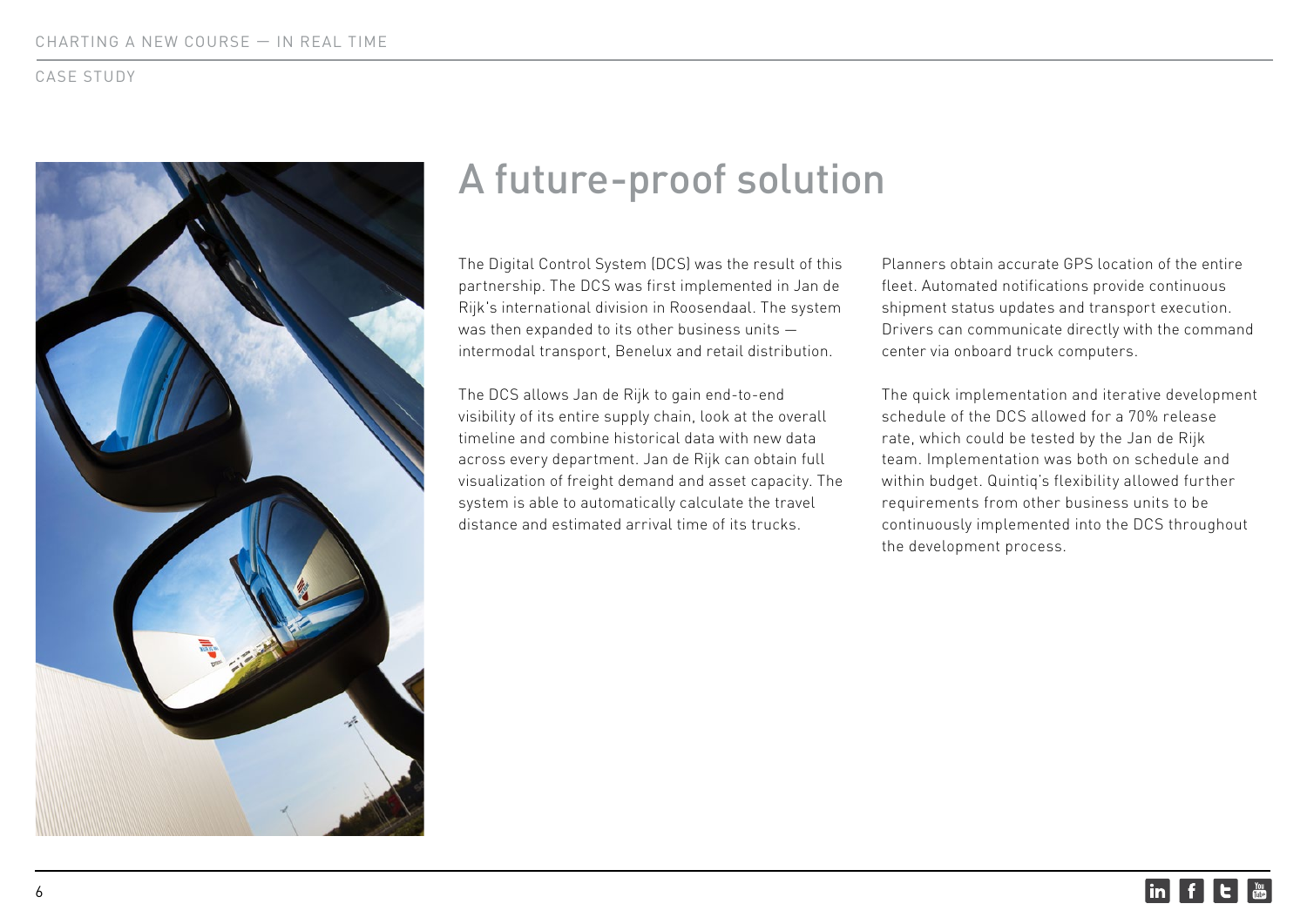# A future-proof solution

The Digital Control System (DCS) was the result of this partnership. The DCS was first implemented in Jan de Rijk's international division in Roosendaal. The system was then expanded to its other business units — intermodal transport, Benelux and retail distribution.

The DCS allows Jan de Rijk to gain end-to-end visibility of its entire supply chain, look at the overall timeline and combine historical data with new data across every department. Jan de Rijk can obtain full visualization of freight demand and asset capacity. The system is able to automatically calculate the travel distance and estimated arrival time of its trucks.

Planners obtain accurate GPS location of the entire fleet. Automated notifications provide continuous shipment status updates and transport execution. Drivers can communicate directly with the command center via onboard truck computers.

The quick implementation and iterative development schedule of the DCS allowed for a 70% release rate, which could be tested by the Jan de Rijk team. Implementation was both on schedule and within budget. Quintiq's flexibility allowed further requirements from other business units to be continuously implemented into the DCS throughout the development process.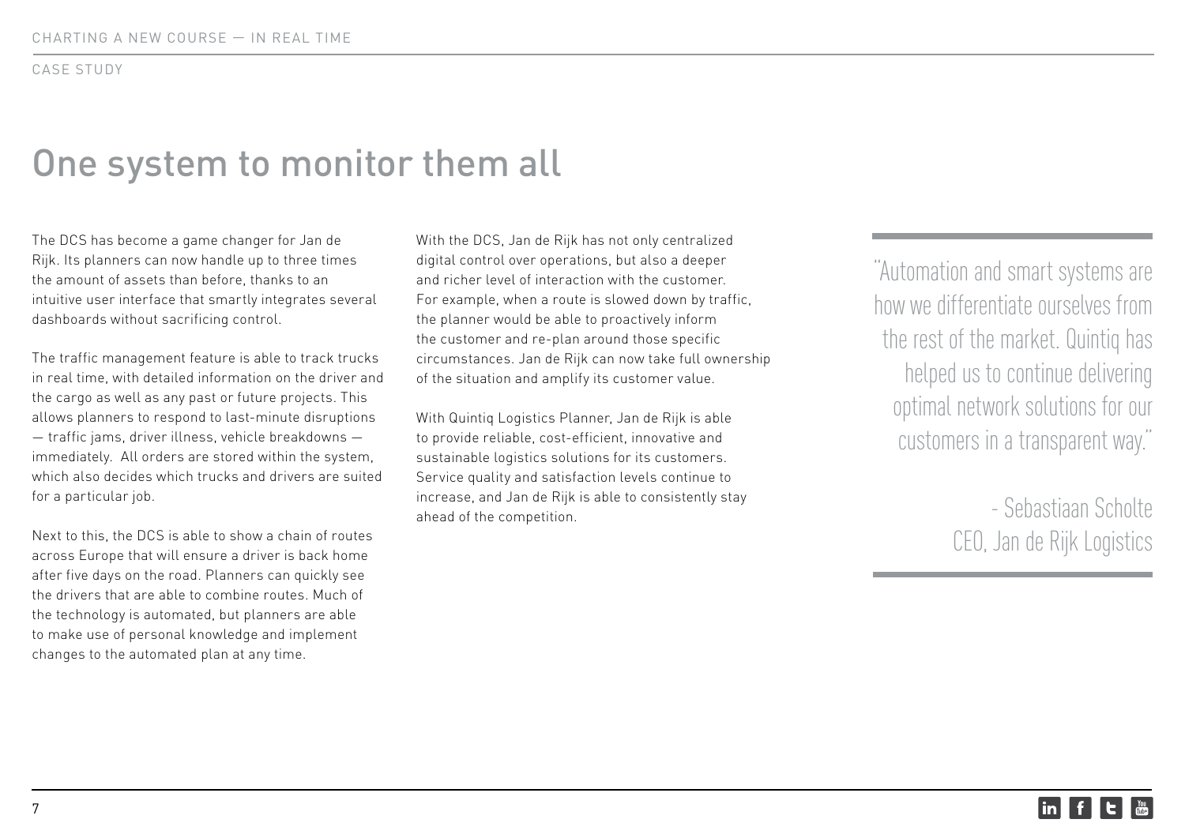CASE STUDY

# One system to monitor them all

The DCS has become a game changer for Jan de Rijk. Its planners can now handle up to three times the amount of assets than before, thanks to an intuitive user interface that smartly integrates several dashboards without sacrificing control.

The traffic management feature is able to track trucks in real time, with detailed information on the driver and the cargo as well as any past or future projects. This allows planners to respond to last-minute disruptions — traffic jams, driver illness, vehicle breakdowns — immediately. All orders are stored within the system, which also decides which trucks and drivers are suited for a particular job.

Next to this, the DCS is able to show a chain of routes across Europe that will ensure a driver is back home after five days on the road. Planners can quickly see the drivers that are able to combine routes. Much of the technology is automated, but planners are able to make use of personal knowledge and implement changes to the automated plan at any time.

With the DCS, Jan de Rijk has not only centralized digital control over operations, but also a deeper and richer level of interaction with the customer. For example, when a route is slowed down by traffic, the planner would be able to proactively inform the customer and re-plan around those specific circumstances. Jan de Rijk can now take full ownership of the situation and amplify its customer value.

With Quintiq Logistics Planner, Jan de Rijk is able to provide reliable, cost-efficient, innovative and sustainable logistics solutions for its customers. Service quality and satisfaction levels continue to increase, and Jan de Rijk is able to consistently stay ahead of the competition.

> "Automation and smart systems are how we differentiate ourselves from the rest of the market. Quintiq has helped us to continue delivering optimal network solutions for our customers in a transparent way."
>
> - Sebastiaan Scholte
> CEO, Jan de Rijk Logistics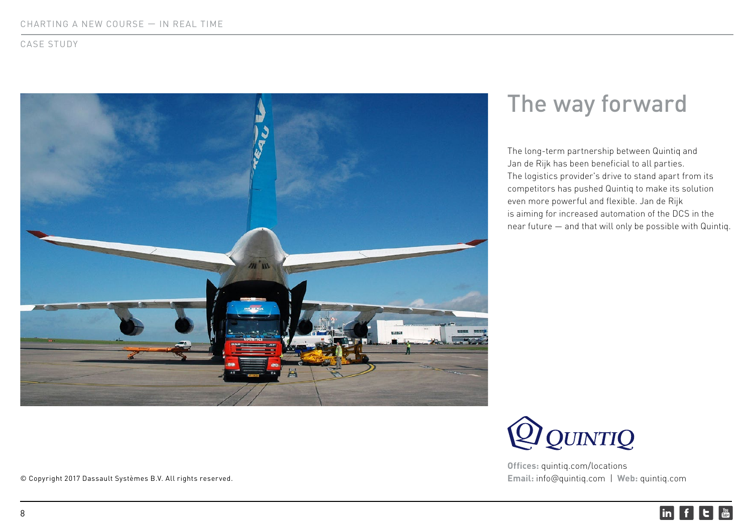# The way forward

The long-term partnership between Quintiq and Jan de Rijk has been beneficial to all parties. The logistics provider's drive to stand apart from its competitors has pushed Quintiq to make its solution even more powerful and flexible. Jan de Rijk is aiming for increased automation of the DCS in the near future — and that will only be possible with Quintiq.

**Offices:** quintiq.com/locations
**Email:** info@quintiq.com | **Web:** quintiq.com

© Copyright 2017 Dassault Systèmes B.V. All rights reserved.